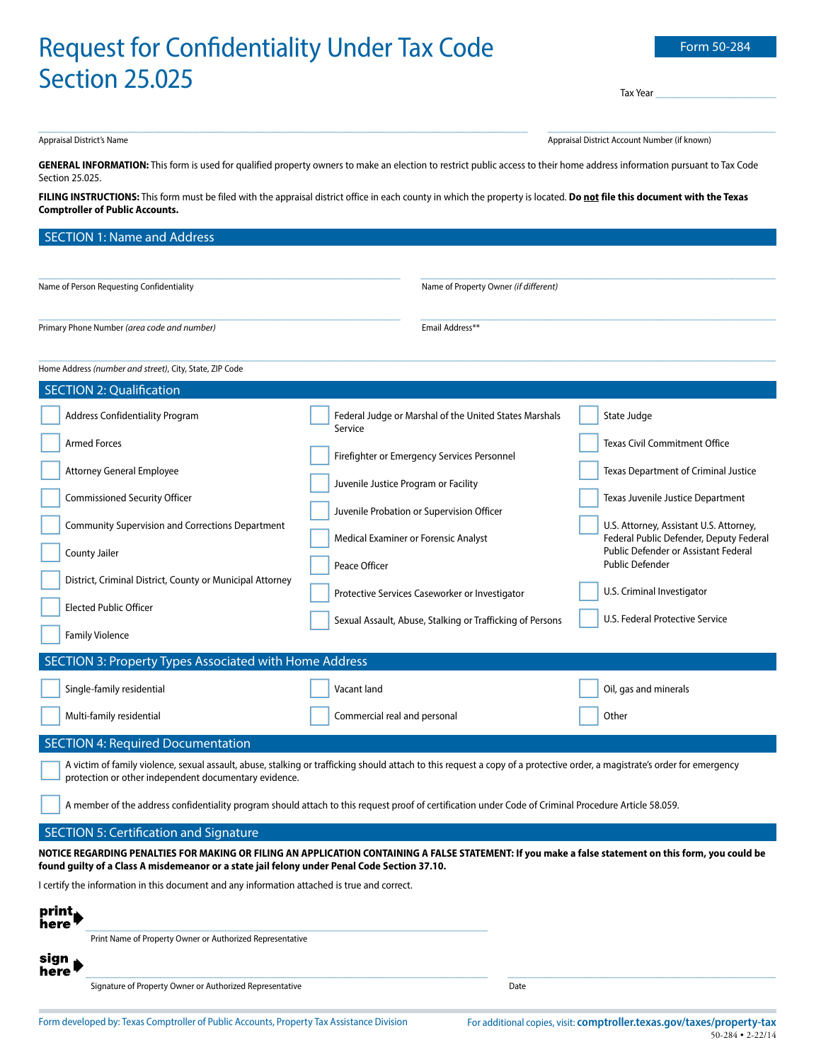# Request for Confidentiality Under Tax Code Section 25.025

Form 50-284

Tax Year ______________________

______________________________________________
Appraisal District's Name

______________________________________________
Appraisal District Account Number (if known)

**GENERAL INFORMATION:** This form is used for qualified property owners to make an election to restrict public access to their home address information pursuant to Tax Code Section 25.025.

**FILING INSTRUCTIONS:** This form must be filed with the appraisal district office in each county in which the property is located. **Do not file this document with the Texas Comptroller of Public Accounts.**

## SECTION 1: Name and Address

______________________________________________
Name of Person Requesting Confidentiality

______________________________________________
Name of Property Owner *(if different)*

______________________________________________
Primary Phone Number *(area code and number)*

______________________________________________
Email Address**

______________________________________________
Home Address *(number and street)*, City, State, ZIP Code

## SECTION 2: Qualification

- ☐ Address Confidentiality Program
- ☐ Armed Forces
- ☐ Attorney General Employee
- ☐ Commissioned Security Officer
- ☐ Community Supervision and Corrections Department
- ☐ County Jailer
- ☐ District, Criminal District, County or Municipal Attorney
- ☐ Elected Public Officer
- ☐ Family Violence
- ☐ Federal Judge or Marshal of the United States Marshals Service
- ☐ Firefighter or Emergency Services Personnel
- ☐ Juvenile Justice Program or Facility
- ☐ Juvenile Probation or Supervision Officer
- ☐ Medical Examiner or Forensic Analyst
- ☐ Peace Officer
- ☐ Protective Services Caseworker or Investigator
- ☐ Sexual Assault, Abuse, Stalking or Trafficking of Persons
- ☐ State Judge
- ☐ Texas Civil Commitment Office
- ☐ Texas Department of Criminal Justice
- ☐ Texas Juvenile Justice Department
- ☐ U.S. Attorney, Assistant U.S. Attorney, Federal Public Defender, Deputy Federal Public Defender or Assistant Federal Public Defender
- ☐ U.S. Criminal Investigator
- ☐ U.S. Federal Protective Service

## SECTION 3: Property Types Associated with Home Address

- ☐ Single-family residential
- ☐ Multi-family residential
- ☐ Vacant land
- ☐ Commercial real and personal
- ☐ Oil, gas and minerals
- ☐ Other

## SECTION 4: Required Documentation

- ☐ A victim of family violence, sexual assault, abuse, stalking or trafficking should attach to this request a copy of a protective order, a magistrate's order for emergency protection or other independent documentary evidence.
- ☐ A member of the address confidentiality program should attach to this request proof of certification under Code of Criminal Procedure Article 58.059.

## SECTION 5: Certification and Signature

**NOTICE REGARDING PENALTIES FOR MAKING OR FILING AN APPLICATION CONTAINING A FALSE STATEMENT: If you make a false statement on this form, you could be found guilty of a Class A misdemeanor or a state jail felony under Penal Code Section 37.10.**

I certify the information in this document and any information attached is true and correct.

print here ______________________________________________
Print Name of Property Owner or Authorized Representative

sign here ______________________________________________ ______________________
Signature of Property Owner or Authorized Representative — Date

Form developed by: Texas Comptroller of Public Accounts, Property Tax Assistance Division

For additional copies, visit: **comptroller.texas.gov/taxes/property-tax**

50-284 • 2-22/14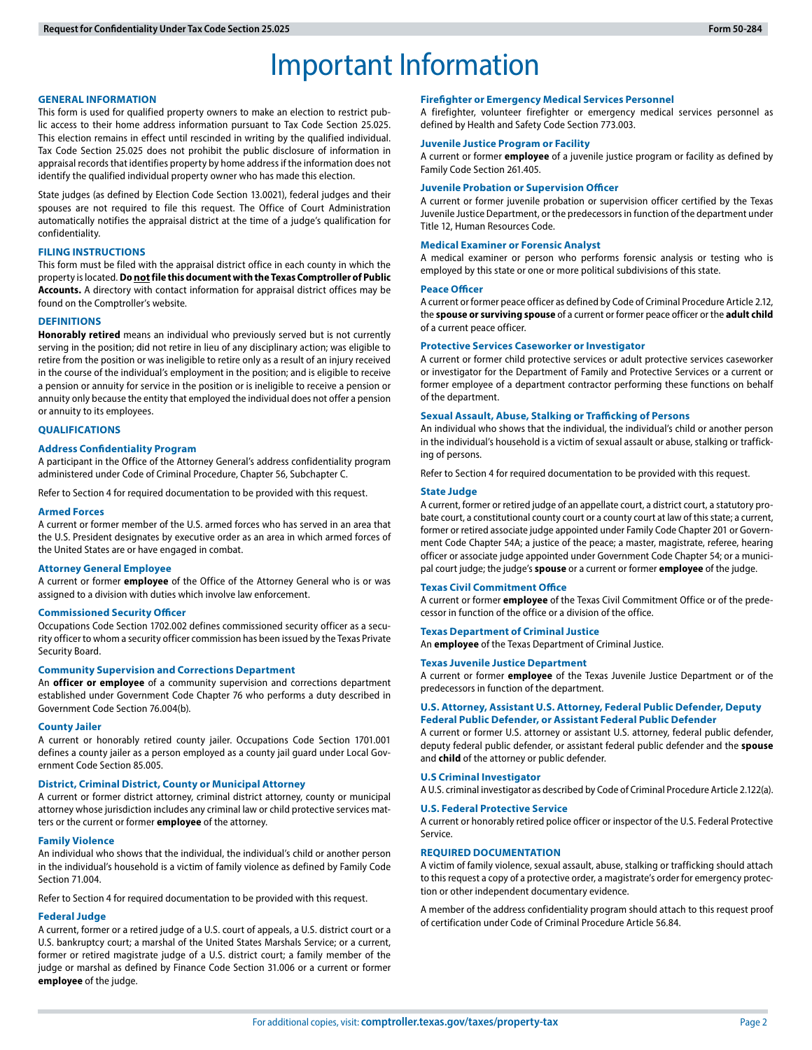# Important Information

## GENERAL INFORMATION

This form is used for qualified property owners to make an election to restrict public access to their home address information pursuant to Tax Code Section 25.025. This election remains in effect until rescinded in writing by the qualified individual. Tax Code Section 25.025 does not prohibit the public disclosure of information in appraisal records that identifies property by home address if the information does not identify the qualified individual property owner who has made this election.

State judges (as defined by Election Code Section 13.0021), federal judges and their spouses are not required to file this request. The Office of Court Administration automatically notifies the appraisal district at the time of a judge's qualification for confidentiality.

## FILING INSTRUCTIONS

This form must be filed with the appraisal district office in each county in which the property is located. **Do not file this document with the Texas Comptroller of Public Accounts.** A directory with contact information for appraisal district offices may be found on the Comptroller's website.

## DEFINITIONS

**Honorably retired** means an individual who previously served but is not currently serving in the position; did not retire in lieu of any disciplinary action; was eligible to retire from the position or was ineligible to retire only as a result of an injury received in the course of the individual's employment in the position; and is eligible to receive a pension or annuity for service in the position or is ineligible to receive a pension or annuity only because the entity that employed the individual does not offer a pension or annuity to its employees.

## QUALIFICATIONS

### Address Confidentiality Program

A participant in the Office of the Attorney General's address confidentiality program administered under Code of Criminal Procedure, Chapter 56, Subchapter C.

Refer to Section 4 for required documentation to be provided with this request.

### Armed Forces

A current or former member of the U.S. armed forces who has served in an area that the U.S. President designates by executive order as an area in which armed forces of the United States are or have engaged in combat.

### Attorney General Employee

A current or former **employee** of the Office of the Attorney General who is or was assigned to a division with duties which involve law enforcement.

### Commissioned Security Officer

Occupations Code Section 1702.002 defines commissioned security officer as a security officer to whom a security officer commission has been issued by the Texas Private Security Board.

### Community Supervision and Corrections Department

An **officer or employee** of a community supervision and corrections department established under Government Code Chapter 76 who performs a duty described in Government Code Section 76.004(b).

### County Jailer

A current or honorably retired county jailer. Occupations Code Section 1701.001 defines a county jailer as a person employed as a county jail guard under Local Government Code Section 85.005.

### District, Criminal District, County or Municipal Attorney

A current or former district attorney, criminal district attorney, county or municipal attorney whose jurisdiction includes any criminal law or child protective services matters or the current or former **employee** of the attorney.

### Family Violence

An individual who shows that the individual, the individual's child or another person in the individual's household is a victim of family violence as defined by Family Code Section 71.004.

Refer to Section 4 for required documentation to be provided with this request.

### Federal Judge

A current, former or a retired judge of a U.S. court of appeals, a U.S. district court or a U.S. bankruptcy court; a marshal of the United States Marshals Service; or a current, former or retired magistrate judge of a U.S. district court; a family member of the judge or marshal as defined by Finance Code Section 31.006 or a current or former **employee** of the judge.

### Firefighter or Emergency Medical Services Personnel

A firefighter, volunteer firefighter or emergency medical services personnel as defined by Health and Safety Code Section 773.003.

### Juvenile Justice Program or Facility

A current or former **employee** of a juvenile justice program or facility as defined by Family Code Section 261.405.

### Juvenile Probation or Supervision Officer

A current or former juvenile probation or supervision officer certified by the Texas Juvenile Justice Department, or the predecessors in function of the department under Title 12, Human Resources Code.

### Medical Examiner or Forensic Analyst

A medical examiner or person who performs forensic analysis or testing who is employed by this state or one or more political subdivisions of this state.

### Peace Officer

A current or former peace officer as defined by Code of Criminal Procedure Article 2.12, the **spouse or surviving spouse** of a current or former peace officer or the **adult child** of a current peace officer.

### Protective Services Caseworker or Investigator

A current or former child protective services or adult protective services caseworker or investigator for the Department of Family and Protective Services or a current or former employee of a department contractor performing these functions on behalf of the department.

### Sexual Assault, Abuse, Stalking or Trafficking of Persons

An individual who shows that the individual, the individual's child or another person in the individual's household is a victim of sexual assault or abuse, stalking or trafficking of persons.

Refer to Section 4 for required documentation to be provided with this request.

### State Judge

A current, former or retired judge of an appellate court, a district court, a statutory probate court, a constitutional county court or a county court at law of this state; a current, former or retired associate judge appointed under Family Code Chapter 201 or Government Code Chapter 54A; a justice of the peace; a master, magistrate, referee, hearing officer or associate judge appointed under Government Code Chapter 54; or a municipal court judge; the judge's **spouse** or a current or former **employee** of the judge.

### Texas Civil Commitment Office

A current or former **employee** of the Texas Civil Commitment Office or of the predecessor in function of the office or a division of the office.

### Texas Department of Criminal Justice

An **employee** of the Texas Department of Criminal Justice.

### Texas Juvenile Justice Department

A current or former **employee** of the Texas Juvenile Justice Department or of the predecessors in function of the department.

### U.S. Attorney, Assistant U.S. Attorney, Federal Public Defender, Deputy Federal Public Defender, or Assistant Federal Public Defender

A current or former U.S. attorney or assistant U.S. attorney, federal public defender, deputy federal public defender, or assistant federal public defender and the **spouse** and **child** of the attorney or public defender.

### U.S Criminal Investigator

A U.S. criminal investigator as described by Code of Criminal Procedure Article 2.122(a).

### U.S. Federal Protective Service

A current or honorably retired police officer or inspector of the U.S. Federal Protective Service.

## REQUIRED DOCUMENTATION

A victim of family violence, sexual assault, abuse, stalking or trafficking should attach to this request a copy of a protective order, a magistrate's order for emergency protection or other independent documentary evidence.

A member of the address confidentiality program should attach to this request proof of certification under Code of Criminal Procedure Article 56.84.